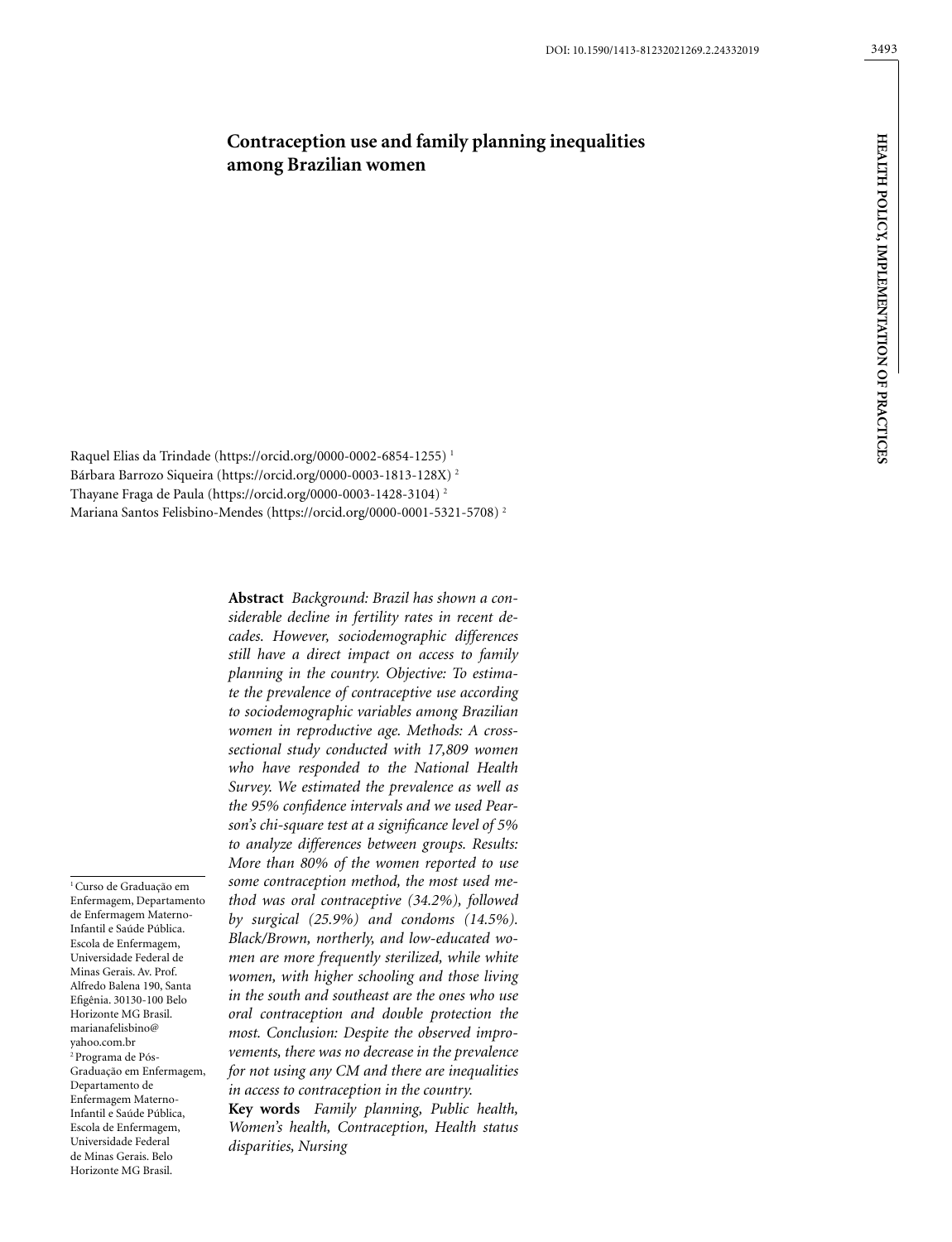# Contraception use and family planning inequalities among Brazilian women

Raquel Elias da Trindade (https://orcid.org/0000-0002-6854-1255) [1]
Bárbara Barrozo Siqueira (https://orcid.org/0000-0003-1813-128X) [2]
Thayane Fraga de Paula (https://orcid.org/0000-0003-1428-3104) [2]
Mariana Santos Felisbino-Mendes (https://orcid.org/0000-0001-5321-5708) [2]

**Abstract** *Background: Brazil has shown a considerable decline in fertility rates in recent decades. However, sociodemographic differences still have a direct impact on access to family planning in the country. Objective: To estimate the prevalence of contraceptive use according to sociodemographic variables among Brazilian women in reproductive age. Methods: A cross-sectional study conducted with 17,809 women who have responded to the National Health Survey. We estimated the prevalence as well as the 95% confidence intervals and we used Pearson's chi-square test at a significance level of 5% to analyze differences between groups. Results: More than 80% of the women reported to use some contraception method, the most used method was oral contraceptive (34.2%), followed by surgical (25.9%) and condoms (14.5%). Black/Brown, northerly, and low-educated women are more frequently sterilized, while white women, with higher schooling and those living in the south and southeast are the ones who use oral contraception and double protection the most. Conclusion: Despite the observed improvements, there was no decrease in the prevalence for not using any CM and there are inequalities in access to contraception in the country.*

**Key words** *Family planning, Public health, Women's health, Contraception, Health status disparities, Nursing*

[1] Curso de Graduação em Enfermagem, Departamento de Enfermagem Materno-Infantil e Saúde Pública. Escola de Enfermagem, Universidade Federal de Minas Gerais. Av. Prof. Alfredo Balena 190, Santa Efigênia. 30130-100 Belo Horizonte MG Brasil. marianafelisbino@yahoo.com.br

[2] Programa de Pós-Graduação em Enfermagem, Departamento de Enfermagem Materno-Infantil e Saúde Pública, Escola de Enfermagem, Universidade Federal de Minas Gerais. Belo Horizonte MG Brasil.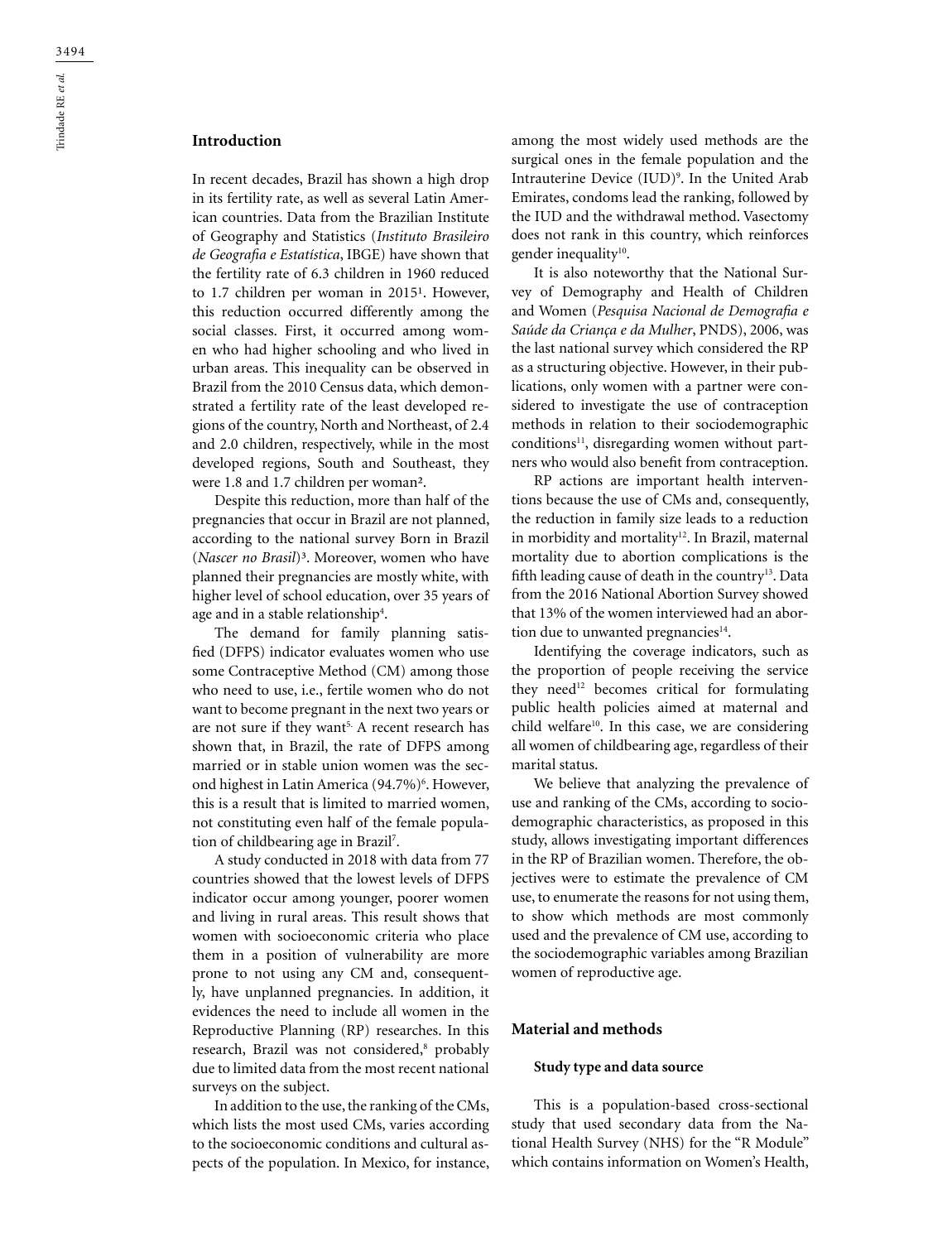## Introduction

In recent decades, Brazil has shown a high drop in its fertility rate, as well as several Latin American countries. Data from the Brazilian Institute of Geography and Statistics (*Instituto Brasileiro de Geografia e Estatística*, IBGE) have shown that the fertility rate of 6.3 children in 1960 reduced to 1.7 children per woman in 2015[1]. However, this reduction occurred differently among the social classes. First, it occurred among women who had higher schooling and who lived in urban areas. This inequality can be observed in Brazil from the 2010 Census data, which demonstrated a fertility rate of the least developed regions of the country, North and Northeast, of 2.4 and 2.0 children, respectively, while in the most developed regions, South and Southeast, they were 1.8 and 1.7 children per woman[2].

Despite this reduction, more than half of the pregnancies that occur in Brazil are not planned, according to the national survey Born in Brazil (*Nascer no Brasil*)[3]. Moreover, women who have planned their pregnancies are mostly white, with higher level of school education, over 35 years of age and in a stable relationship[4].

The demand for family planning satisfied (DFPS) indicator evaluates women who use some Contraceptive Method (CM) among those who need to use, i.e., fertile women who do not want to become pregnant in the next two years or are not sure if they want[5]. A recent research has shown that, in Brazil, the rate of DFPS among married or in stable union women was the second highest in Latin America (94.7%)[6]. However, this is a result that is limited to married women, not constituting even half of the female population of childbearing age in Brazil[7].

A study conducted in 2018 with data from 77 countries showed that the lowest levels of DFPS indicator occur among younger, poorer women and living in rural areas. This result shows that women with socioeconomic criteria who place them in a position of vulnerability are more prone to not using any CM and, consequently, have unplanned pregnancies. In addition, it evidences the need to include all women in the Reproductive Planning (RP) researches. In this research, Brazil was not considered,[8] probably due to limited data from the most recent national surveys on the subject.

In addition to the use, the ranking of the CMs, which lists the most used CMs, varies according to the socioeconomic conditions and cultural aspects of the population. In Mexico, for instance, among the most widely used methods are the surgical ones in the female population and the Intrauterine Device (IUD)[9]. In the United Arab Emirates, condoms lead the ranking, followed by the IUD and the withdrawal method. Vasectomy does not rank in this country, which reinforces gender inequality[10].

It is also noteworthy that the National Survey of Demography and Health of Children and Women (*Pesquisa Nacional de Demografia e Saúde da Criança e da Mulher*, PNDS), 2006, was the last national survey which considered the RP as a structuring objective. However, in their publications, only women with a partner were considered to investigate the use of contraception methods in relation to their sociodemographic conditions[11], disregarding women without partners who would also benefit from contraception.

RP actions are important health interventions because the use of CMs and, consequently, the reduction in family size leads to a reduction in morbidity and mortality[12]. In Brazil, maternal mortality due to abortion complications is the fifth leading cause of death in the country[13]. Data from the 2016 National Abortion Survey showed that 13% of the women interviewed had an abortion due to unwanted pregnancies[14].

Identifying the coverage indicators, such as the proportion of people receiving the service they need[12] becomes critical for formulating public health policies aimed at maternal and child welfare[10]. In this case, we are considering all women of childbearing age, regardless of their marital status.

We believe that analyzing the prevalence of use and ranking of the CMs, according to sociodemographic characteristics, as proposed in this study, allows investigating important differences in the RP of Brazilian women. Therefore, the objectives were to estimate the prevalence of CM use, to enumerate the reasons for not using them, to show which methods are most commonly used and the prevalence of CM use, according to the sociodemographic variables among Brazilian women of reproductive age.

## Material and methods

### Study type and data source

This is a population-based cross-sectional study that used secondary data from the National Health Survey (NHS) for the "R Module" which contains information on Women's Health,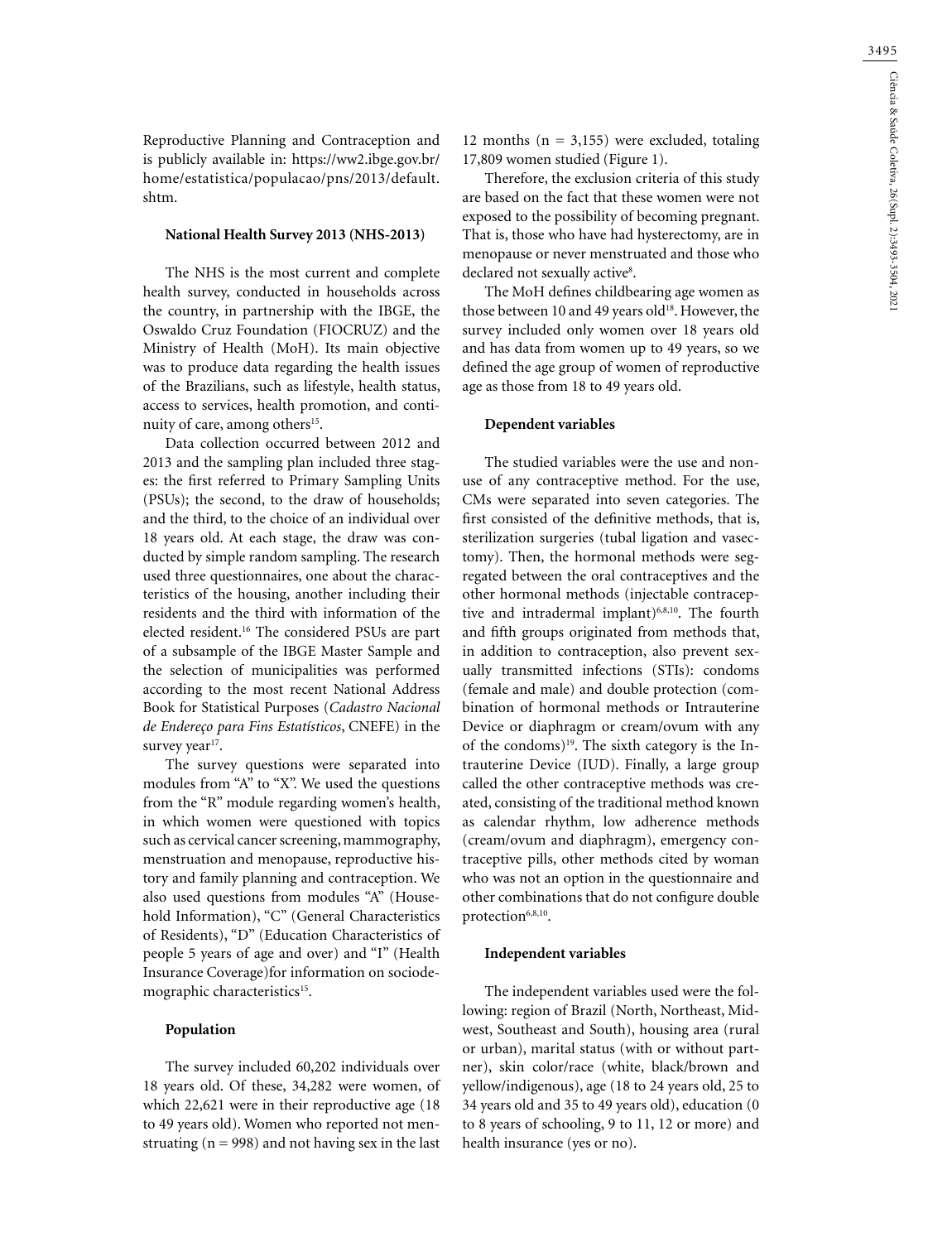Reproductive Planning and Contraception and is publicly available in: https://ww2.ibge.gov.br/home/estatistica/populacao/pns/2013/default.shtm.

### National Health Survey 2013 (NHS-2013)

The NHS is the most current and complete health survey, conducted in households across the country, in partnership with the IBGE, the Oswaldo Cruz Foundation (FIOCRUZ) and the Ministry of Health (MoH). Its main objective was to produce data regarding the health issues of the Brazilians, such as lifestyle, health status, access to services, health promotion, and continuity of care, among others[15].

Data collection occurred between 2012 and 2013 and the sampling plan included three stages: the first referred to Primary Sampling Units (PSUs); the second, to the draw of households; and the third, to the choice of an individual over 18 years old. At each stage, the draw was conducted by simple random sampling. The research used three questionnaires, one about the characteristics of the housing, another including their residents and the third with information of the elected resident.[16] The considered PSUs are part of a subsample of the IBGE Master Sample and the selection of municipalities was performed according to the most recent National Address Book for Statistical Purposes (*Cadastro Nacional de Endereço para Fins Estatísticos*, CNEFE) in the survey year[17].

The survey questions were separated into modules from "A" to "X". We used the questions from the "R" module regarding women's health, in which women were questioned with topics such as cervical cancer screening, mammography, menstruation and menopause, reproductive history and family planning and contraception. We also used questions from modules "A" (Household Information), "C" (General Characteristics of Residents), "D" (Education Characteristics of people 5 years of age and over) and "I" (Health Insurance Coverage)for information on sociodemographic characteristics[15].

### Population

The survey included 60,202 individuals over 18 years old. Of these, 34,282 were women, of which 22,621 were in their reproductive age (18 to 49 years old). Women who reported not menstruating (n = 998) and not having sex in the last 12 months (n = 3,155) were excluded, totaling 17,809 women studied (Figure 1).

Therefore, the exclusion criteria of this study are based on the fact that these women were not exposed to the possibility of becoming pregnant. That is, those who have had hysterectomy, are in menopause or never menstruated and those who declared not sexually active[8].

The MoH defines childbearing age women as those between 10 and 49 years old[18]. However, the survey included only women over 18 years old and has data from women up to 49 years, so we defined the age group of women of reproductive age as those from 18 to 49 years old.

### Dependent variables

The studied variables were the use and non-use of any contraceptive method. For the use, CMs were separated into seven categories. The first consisted of the definitive methods, that is, sterilization surgeries (tubal ligation and vasectomy). Then, the hormonal methods were segregated between the oral contraceptives and the other hormonal methods (injectable contraceptive and intradermal implant)[6,8,10]. The fourth and fifth groups originated from methods that, in addition to contraception, also prevent sexually transmitted infections (STIs): condoms (female and male) and double protection (combination of hormonal methods or Intrauterine Device or diaphragm or cream/ovum with any of the condoms)[19]. The sixth category is the Intrauterine Device (IUD). Finally, a large group called the other contraceptive methods was created, consisting of the traditional method known as calendar rhythm, low adherence methods (cream/ovum and diaphragm), emergency contraceptive pills, other methods cited by woman who was not an option in the questionnaire and other combinations that do not configure double protection[6,8,10].

### Independent variables

The independent variables used were the following: region of Brazil (North, Northeast, Midwest, Southeast and South), housing area (rural or urban), marital status (with or without partner), skin color/race (white, black/brown and yellow/indigenous), age (18 to 24 years old, 25 to 34 years old and 35 to 49 years old), education (0 to 8 years of schooling, 9 to 11, 12 or more) and health insurance (yes or no).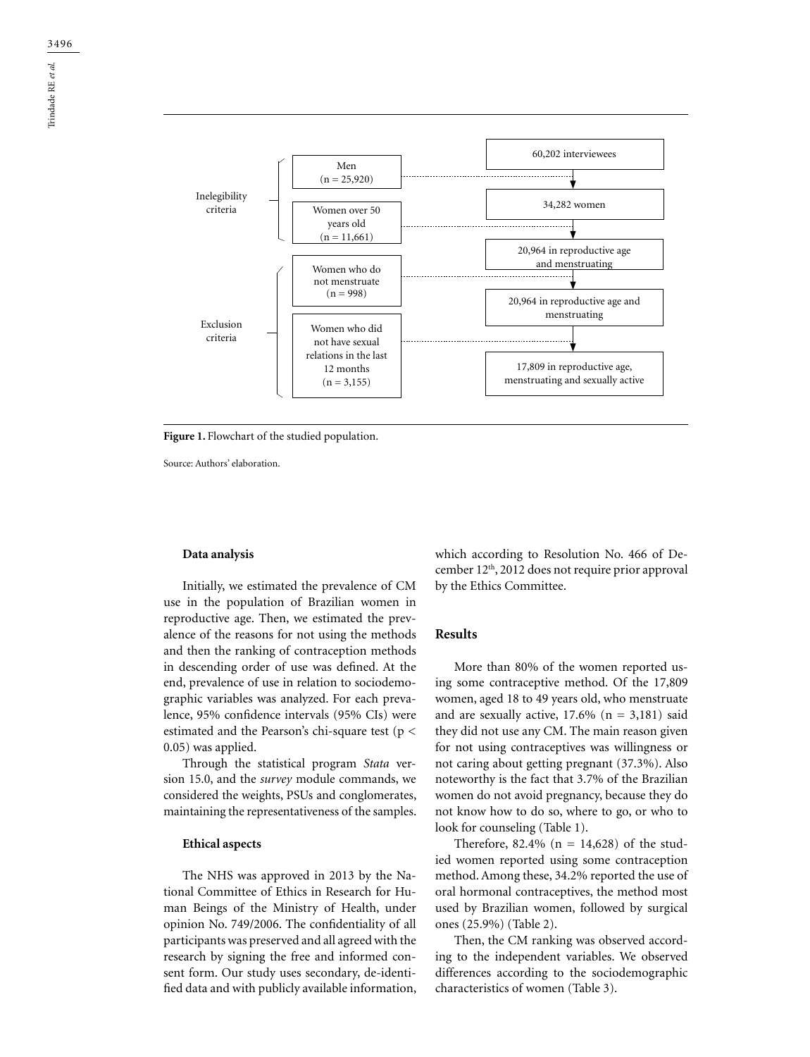Figure 1. Flowchart of the studied population.

Source: Authors' elaboration.

### Data analysis

Initially, we estimated the prevalence of CM use in the population of Brazilian women in reproductive age. Then, we estimated the prevalence of the reasons for not using the methods and then the ranking of contraception methods in descending order of use was defined. At the end, prevalence of use in relation to sociodemographic variables was analyzed. For each prevalence, 95% confidence intervals (95% CIs) were estimated and the Pearson's chi-square test ($p < 0.05$) was applied.

Through the statistical program *Stata* version 15.0, and the *survey* module commands, we considered the weights, PSUs and conglomerates, maintaining the representativeness of the samples.

### Ethical aspects

The NHS was approved in 2013 by the National Committee of Ethics in Research for Human Beings of the Ministry of Health, under opinion No. 749/2006. The confidentiality of all participants was preserved and all agreed with the research by signing the free and informed consent form. Our study uses secondary, de-identified data and with publicly available information, which according to Resolution No. 466 of December 12th, 2012 does not require prior approval by the Ethics Committee.

## Results

More than 80% of the women reported using some contraceptive method. Of the 17,809 women, aged 18 to 49 years old, who menstruate and are sexually active, 17.6% (n = 3,181) said they did not use any CM. The main reason given for not using contraceptives was willingness or not caring about getting pregnant (37.3%). Also noteworthy is the fact that 3.7% of the Brazilian women do not avoid pregnancy, because they do not know how to do so, where to go, or who to look for counseling (Table 1).

Therefore, 82.4% (n = 14,628) of the studied women reported using some contraception method. Among these, 34.2% reported the use of oral hormonal contraceptives, the method most used by Brazilian women, followed by surgical ones (25.9%) (Table 2).

Then, the CM ranking was observed according to the independent variables. We observed differences according to the sociodemographic characteristics of women (Table 3).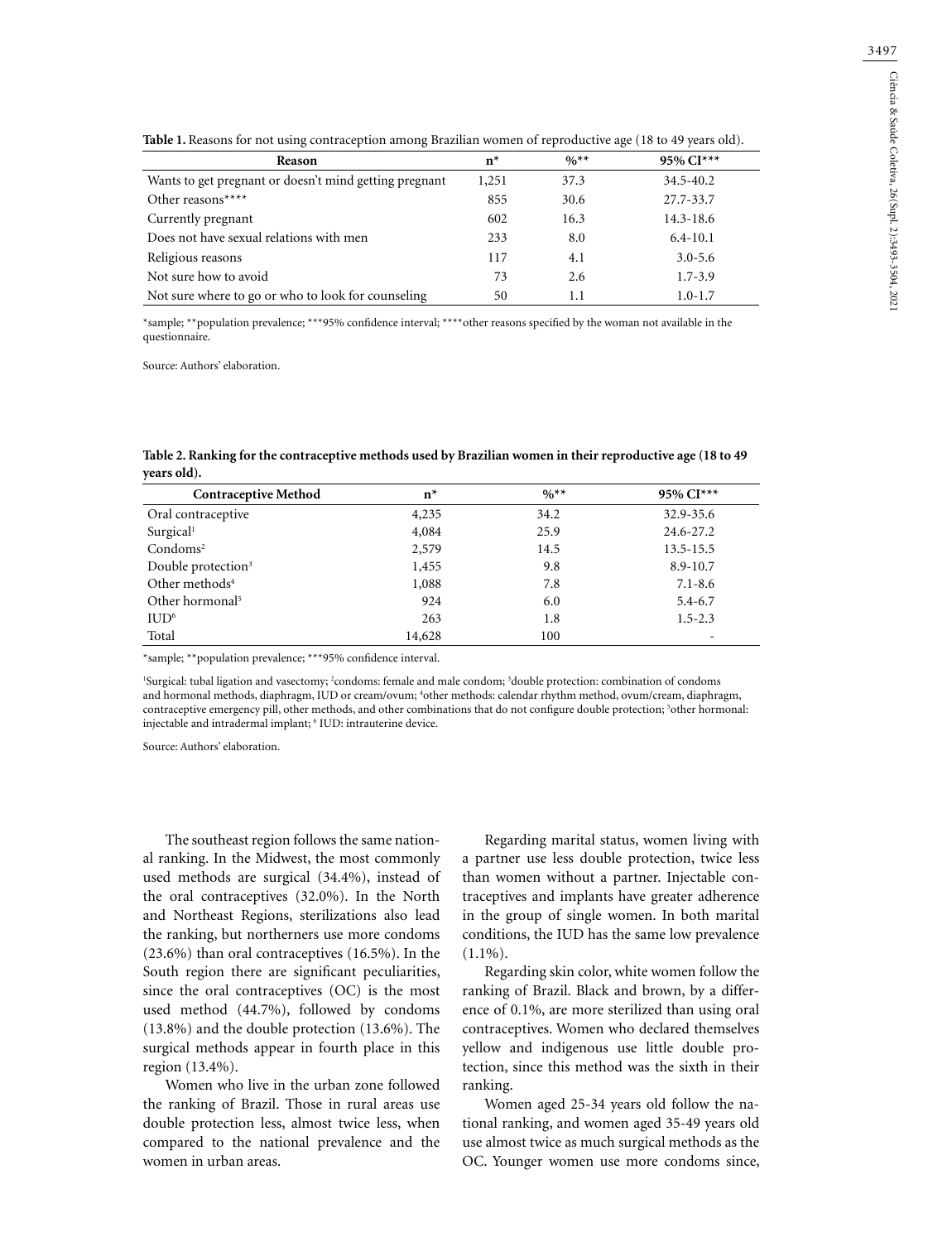**Table 1.** Reasons for not using contraception among Brazilian women of reproductive age (18 to 49 years old).

| Reason | n* | %** | 95% CI*** |
|---|---|---|---|
| Wants to get pregnant or doesn't mind getting pregnant | 1,251 | 37.3 | 34.5-40.2 |
| Other reasons**** | 855 | 30.6 | 27.7-33.7 |
| Currently pregnant | 602 | 16.3 | 14.3-18.6 |
| Does not have sexual relations with men | 233 | 8.0 | 6.4-10.1 |
| Religious reasons | 117 | 4.1 | 3.0-5.6 |
| Not sure how to avoid | 73 | 2.6 | 1.7-3.9 |
| Not sure where to go or who to look for counseling | 50 | 1.1 | 1.0-1.7 |

*sample; **population prevalence; ***95% confidence interval; ****other reasons specified by the woman not available in the questionnaire.

Source: Authors' elaboration.

**Table 2. Ranking for the contraceptive methods used by Brazilian women in their reproductive age (18 to 49 years old).**

| Contraceptive Method | n* | %** | 95% CI*** |
|---|---|---|---|
| Oral contraceptive | 4,235 | 34.2 | 32.9-35.6 |
| Surgical[1] | 4,084 | 25.9 | 24.6-27.2 |
| Condoms[2] | 2,579 | 14.5 | 13.5-15.5 |
| Double protection[3] | 1,455 | 9.8 | 8.9-10.7 |
| Other methods[4] | 1,088 | 7.8 | 7.1-8.6 |
| Other hormonal[5] | 924 | 6.0 | 5.4-6.7 |
| IUD[6] | 263 | 1.8 | 1.5-2.3 |
| Total | 14,628 | 100 | - |

*sample; **population prevalence; ***95% confidence interval.

[1]Surgical: tubal ligation and vasectomy; [2]condoms: female and male condom; [3]double protection: combination of condoms and hormonal methods, diaphragm, IUD or cream/ovum; [4]other methods: calendar rhythm method, ovum/cream, diaphragm, contraceptive emergency pill, other methods, and other combinations that do not configure double protection; [5]other hormonal: injectable and intradermal implant; [6] IUD: intrauterine device.

Source: Authors' elaboration.

The southeast region follows the same national ranking. In the Midwest, the most commonly used methods are surgical (34.4%), instead of the oral contraceptives (32.0%). In the North and Northeast Regions, sterilizations also lead the ranking, but northerners use more condoms (23.6%) than oral contraceptives (16.5%). In the South region there are significant peculiarities, since the oral contraceptives (OC) is the most used method (44.7%), followed by condoms (13.8%) and the double protection (13.6%). The surgical methods appear in fourth place in this region (13.4%).

Women who live in the urban zone followed the ranking of Brazil. Those in rural areas use double protection less, almost twice less, when compared to the national prevalence and the women in urban areas.

Regarding marital status, women living with a partner use less double protection, twice less than women without a partner. Injectable contraceptives and implants have greater adherence in the group of single women. In both marital conditions, the IUD has the same low prevalence (1.1%).

Regarding skin color, white women follow the ranking of Brazil. Black and brown, by a difference of 0.1%, are more sterilized than using oral contraceptives. Women who declared themselves yellow and indigenous use little double protection, since this method was the sixth in their ranking.

Women aged 25-34 years old follow the national ranking, and women aged 35-49 years old use almost twice as much surgical methods as the OC. Younger women use more condoms since,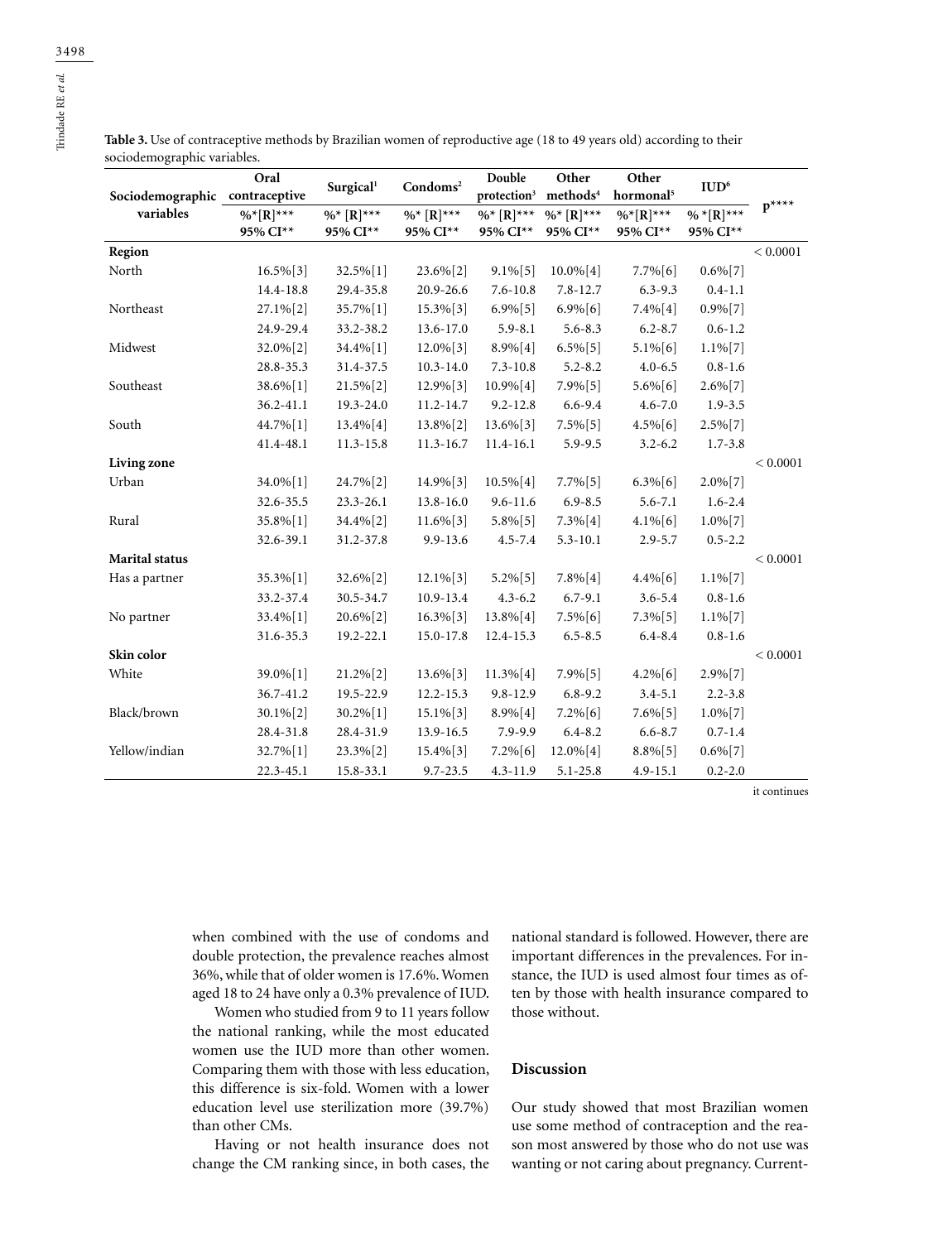**Table 3.** Use of contraceptive methods by Brazilian women of reproductive age (18 to 49 years old) according to their sociodemographic variables.

| Sociodemographic variables | Oral contraceptive | Surgical[1] | Condoms[2] | Double protection[3] | Other methods[4] | Other hormonal[5] | IUD[6] | p**** |
|---|---|---|---|---|---|---|---|---|
| | %*[R]*** 95% CI** | %* [R]*** 95% CI** | %* [R]*** 95% CI** | %* [R]*** 95% CI** | %* [R]*** 95% CI** | %*[R]*** 95% CI** | % *[R]*** 95% CI** | |
| **Region** | | | | | | | | < 0.0001 |
| North | 16.5%[3] | 32.5%[1] | 23.6%[2] | 9.1%[5] | 10.0%[4] | 7.7%[6] | 0.6%[7] | |
| | 14.4-18.8 | 29.4-35.8 | 20.9-26.6 | 7.6-10.8 | 7.8-12.7 | 6.3-9.3 | 0.4-1.1 | |
| Northeast | 27.1%[2] | 35.7%[1] | 15.3%[3] | 6.9%[5] | 6.9%[6] | 7.4%[4] | 0.9%[7] | |
| | 24.9-29.4 | 33.2-38.2 | 13.6-17.0 | 5.9-8.1 | 5.6-8.3 | 6.2-8.7 | 0.6-1.2 | |
| Midwest | 32.0%[2] | 34.4%[1] | 12.0%[3] | 8.9%[4] | 6.5%[5] | 5.1%[6] | 1.1%[7] | |
| | 28.8-35.3 | 31.4-37.5 | 10.3-14.0 | 7.3-10.8 | 5.2-8.2 | 4.0-6.5 | 0.8-1.6 | |
| Southeast | 38.6%[1] | 21.5%[2] | 12.9%[3] | 10.9%[4] | 7.9%[5] | 5.6%[6] | 2.6%[7] | |
| | 36.2-41.1 | 19.3-24.0 | 11.2-14.7 | 9.2-12.8 | 6.6-9.4 | 4.6-7.0 | 1.9-3.5 | |
| South | 44.7%[1] | 13.4%[4] | 13.8%[2] | 13.6%[3] | 7.5%[5] | 4.5%[6] | 2.5%[7] | |
| | 41.4-48.1 | 11.3-15.8 | 11.3-16.7 | 11.4-16.1 | 5.9-9.5 | 3.2-6.2 | 1.7-3.8 | |
| **Living zone** | | | | | | | | < 0.0001 |
| Urban | 34.0%[1] | 24.7%[2] | 14.9%[3] | 10.5%[4] | 7.7%[5] | 6.3%[6] | 2.0%[7] | |
| | 32.6-35.5 | 23.3-26.1 | 13.8-16.0 | 9.6-11.6 | 6.9-8.5 | 5.6-7.1 | 1.6-2.4 | |
| Rural | 35.8%[1] | 34.4%[2] | 11.6%[3] | 5.8%[5] | 7.3%[4] | 4.1%[6] | 1.0%[7] | |
| | 32.6-39.1 | 31.2-37.8 | 9.9-13.6 | 4.5-7.4 | 5.3-10.1 | 2.9-5.7 | 0.5-2.2 | |
| **Marital status** | | | | | | | | < 0.0001 |
| Has a partner | 35.3%[1] | 32.6%[2] | 12.1%[3] | 5.2%[5] | 7.8%[4] | 4.4%[6] | 1.1%[7] | |
| | 33.2-37.4 | 30.5-34.7 | 10.9-13.4 | 4.3-6.2 | 6.7-9.1 | 3.6-5.4 | 0.8-1.6 | |
| No partner | 33.4%[1] | 20.6%[2] | 16.3%[3] | 13.8%[4] | 7.5%[6] | 7.3%[5] | 1.1%[7] | |
| | 31.6-35.3 | 19.2-22.1 | 15.0-17.8 | 12.4-15.3 | 6.5-8.5 | 6.4-8.4 | 0.8-1.6 | |
| **Skin color** | | | | | | | | < 0.0001 |
| White | 39.0%[1] | 21.2%[2] | 13.6%[3] | 11.3%[4] | 7.9%[5] | 4.2%[6] | 2.9%[7] | |
| | 36.7-41.2 | 19.5-22.9 | 12.2-15.3 | 9.8-12.9 | 6.8-9.2 | 3.4-5.1 | 2.2-3.8 | |
| Black/brown | 30.1%[2] | 30.2%[1] | 15.1%[3] | 8.9%[4] | 7.2%[6] | 7.6%[5] | 1.0%[7] | |
| | 28.4-31.8 | 28.4-31.9 | 13.9-16.5 | 7.9-9.9 | 6.4-8.2 | 6.6-8.7 | 0.7-1.4 | |
| Yellow/indian | 32.7%[1] | 23.3%[2] | 15.4%[3] | 7.2%[6] | 12.0%[4] | 8.8%[5] | 0.6%[7] | |
| | 22.3-45.1 | 15.8-33.1 | 9.7-23.5 | 4.3-11.9 | 5.1-25.8 | 4.9-15.1 | 0.2-2.0 | |

it continues

when combined with the use of condoms and double protection, the prevalence reaches almost 36%, while that of older women is 17.6%. Women aged 18 to 24 have only a 0.3% prevalence of IUD.

Women who studied from 9 to 11 years follow the national ranking, while the most educated women use the IUD more than other women. Comparing them with those with less education, this difference is six-fold. Women with a lower education level use sterilization more (39.7%) than other CMs.

Having or not health insurance does not change the CM ranking since, in both cases, the national standard is followed. However, there are important differences in the prevalences. For instance, the IUD is used almost four times as often by those with health insurance compared to those without.

## Discussion

Our study showed that most Brazilian women use some method of contraception and the reason most answered by those who do not use was wanting or not caring about pregnancy. Current-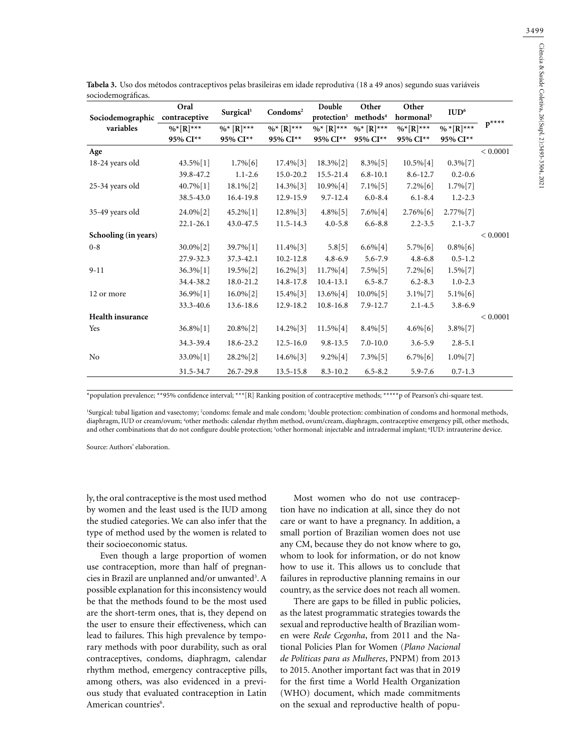**Tabela 3.** Uso dos métodos contraceptivos pelas brasileiras em idade reprodutiva (18 a 49 anos) segundo suas variáveis sociodemográficas.

| Sociodemographic variables | Oral contraceptive %*[R]*** 95% CI** | Surgical[1] %* [R]*** 95% CI** | Condoms[2] %* [R]*** 95% CI** | Double protection[3] %* [R]*** 95% CI** | Other methods[4] %* [R]*** 95% CI** | Other hormonal[5] %*[R]*** 95% CI** | IUD[6] % *[R]*** 95% CI** | p**** |
|---|---|---|---|---|---|---|---|---|
| **Age** | | | | | | | | < 0.0001 |
| 18-24 years old | 43.5%[1] | 1.7%[6] | 17.4%[3] | 18.3%[2] | 8.3%[5] | 10.5%[4] | 0.3%[7] | |
| | 39.8-47.2 | 1.1-2.6 | 15.0-20.2 | 15.5-21.4 | 6.8-10.1 | 8.6-12.7 | 0.2-0.6 | |
| 25-34 years old | 40.7%[1] | 18.1%[2] | 14.3%[3] | 10.9%[4] | 7.1%[5] | 7.2%[6] | 1.7%[7] | |
| | 38.5-43.0 | 16.4-19.8 | 12.9-15.9 | 9.7-12.4 | 6.0-8.4 | 6.1-8.4 | 1.2-2.3 | |
| 35-49 years old | 24.0%[2] | 45.2%[1] | 12.8%[3] | 4.8%[5] | 7.6%[4] | 2.76%[6] | 2.77%[7] | |
| | 22.1-26.1 | 43.0-47.5 | 11.5-14.3 | 4.0-5.8 | 6.6-8.8 | 2.2-3.5 | 2.1-3.7 | |
| **Schooling (in years)** | | | | | | | | < 0.0001 |
| 0-8 | 30.0%[2] | 39.7%[1] | 11.4%[3] | 5.8[5] | 6.6%[4] | 5.7%[6] | 0.8%[6] | |
| | 27.9-32.3 | 37.3-42.1 | 10.2-12.8 | 4.8-6.9 | 5.6-7.9 | 4.8-6.8 | 0.5-1.2 | |
| 9-11 | 36.3%[1] | 19.5%[2] | 16.2%[3] | 11.7%[4] | 7.5%[5] | 7.2%[6] | 1.5%[7] | |
| | 34.4-38.2 | 18.0-21.2 | 14.8-17.8 | 10.4-13.1 | 6.5-8.7 | 6.2-8.3 | 1.0-2.3 | |
| 12 or more | 36.9%[1] | 16.0%[2] | 15.4%[3] | 13.6%[4] | 10.0%[5] | 3.1%[7] | 5.1%[6] | |
| | 33.3-40.6 | 13.6-18.6 | 12.9-18.2 | 10.8-16.8 | 7.9-12.7 | 2.1-4.5 | 3.8-6.9 | |
| **Health insurance** | | | | | | | | < 0.0001 |
| Yes | 36.8%[1] | 20.8%[2] | 14.2%[3] | 11.5%[4] | 8.4%[5] | 4.6%[6] | 3.8%[7] | |
| | 34.3-39.4 | 18.6-23.2 | 12.5-16.0 | 9.8-13.5 | 7.0-10.0 | 3.6-5.9 | 2.8-5.1 | |
| No | 33.0%[1] | 28.2%[2] | 14.6%[3] | 9.2%[4] | 7.3%[5] | 6.7%[6] | 1.0%[7] | |
| | 31.5-34.7 | 26.7-29.8 | 13.5-15.8 | 8.3-10.2 | 6.5-8.2 | 5.9-7.6 | 0.7-1.3 | |

*population prevalence; **95% confidence interval; ***[R] Ranking position of contraceptive methods; *****p of Pearson's chi-square test.

[1]Surgical: tubal ligation and vasectomy; [2]condoms: female and male condom; [3]double protection: combination of condoms and hormonal methods, diaphragm, IUD or cream/ovum; [4]other methods: calendar rhythm method, ovum/cream, diaphragm, contraceptive emergency pill, other methods, and other combinations that do not configure double protection; [5]other hormonal: injectable and intradermal implant; [6]IUD: intrauterine device.

Source: Authors' elaboration.

ly, the oral contraceptive is the most used method by women and the least used is the IUD among the studied categories. We can also infer that the type of method used by the women is related to their socioeconomic status.

Even though a large proportion of women use contraception, more than half of pregnancies in Brazil are unplanned and/or unwanted[3]. A possible explanation for this inconsistency would be that the methods found to be the most used are the short-term ones, that is, they depend on the user to ensure their effectiveness, which can lead to failures. This high prevalence by temporary methods with poor durability, such as oral contraceptives, condoms, diaphragm, calendar rhythm method, emergency contraceptive pills, among others, was also evidenced in a previous study that evaluated contraception in Latin American countries[6].

Most women who do not use contraception have no indication at all, since they do not care or want to have a pregnancy. In addition, a small portion of Brazilian women does not use any CM, because they do not know where to go, whom to look for information, or do not know how to use it. This allows us to conclude that failures in reproductive planning remains in our country, as the service does not reach all women.

There are gaps to be filled in public policies, as the latest programmatic strategies towards the sexual and reproductive health of Brazilian women were *Rede Cegonha*, from 2011 and the National Policies Plan for Women (*Plano Nacional de Políticas para as Mulheres*, PNPM) from 2013 to 2015. Another important fact was that in 2019 for the first time a World Health Organization (WHO) document, which made commitments on the sexual and reproductive health of popu-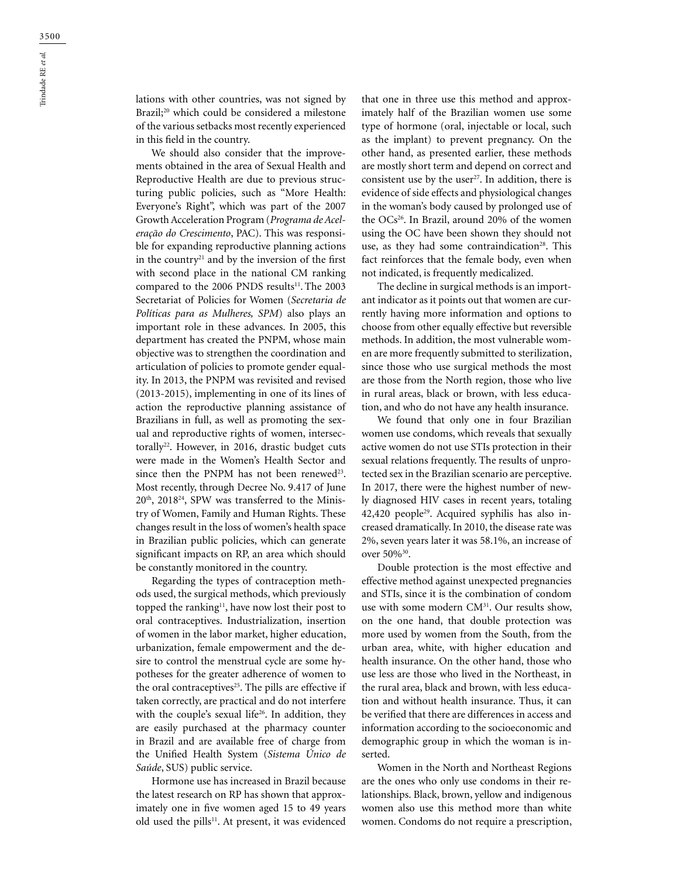lations with other countries, was not signed by Brazil;[20] which could be considered a milestone of the various setbacks most recently experienced in this field in the country.

We should also consider that the improvements obtained in the area of Sexual Health and Reproductive Health are due to previous structuring public policies, such as "More Health: Everyone's Right", which was part of the 2007 Growth Acceleration Program (*Programa de Aceleração do Crescimento*, PAC). This was responsible for expanding reproductive planning actions in the country[21] and by the inversion of the first with second place in the national CM ranking compared to the 2006 PNDS results[11]. The 2003 Secretariat of Policies for Women (*Secretaria de Políticas para as Mulheres, SPM*) also plays an important role in these advances. In 2005, this department has created the PNPM, whose main objective was to strengthen the coordination and articulation of policies to promote gender equality. In 2013, the PNPM was revisited and revised (2013-2015), implementing in one of its lines of action the reproductive planning assistance of Brazilians in full, as well as promoting the sexual and reproductive rights of women, intersectorally[22]. However, in 2016, drastic budget cuts were made in the Women's Health Sector and since then the PNPM has not been renewed[23]. Most recently, through Decree No. 9.417 of June 20th, 2018[24], SPW was transferred to the Ministry of Women, Family and Human Rights. These changes result in the loss of women's health space in Brazilian public policies, which can generate significant impacts on RP, an area which should be constantly monitored in the country.

Regarding the types of contraception methods used, the surgical methods, which previously topped the ranking[11], have now lost their post to oral contraceptives. Industrialization, insertion of women in the labor market, higher education, urbanization, female empowerment and the desire to control the menstrual cycle are some hypotheses for the greater adherence of women to the oral contraceptives[25]. The pills are effective if taken correctly, are practical and do not interfere with the couple's sexual life[26]. In addition, they are easily purchased at the pharmacy counter in Brazil and are available free of charge from the Unified Health System (*Sistema Único de Saúde*, SUS) public service.

Hormone use has increased in Brazil because the latest research on RP has shown that approximately one in five women aged 15 to 49 years old used the pills[11]. At present, it was evidenced that one in three use this method and approximately half of the Brazilian women use some type of hormone (oral, injectable or local, such as the implant) to prevent pregnancy. On the other hand, as presented earlier, these methods are mostly short term and depend on correct and consistent use by the user[27]. In addition, there is evidence of side effects and physiological changes in the woman's body caused by prolonged use of the OCs[26]. In Brazil, around 20% of the women using the OC have been shown they should not use, as they had some contraindication[28]. This fact reinforces that the female body, even when not indicated, is frequently medicalized.

The decline in surgical methods is an important indicator as it points out that women are currently having more information and options to choose from other equally effective but reversible methods. In addition, the most vulnerable women are more frequently submitted to sterilization, since those who use surgical methods the most are those from the North region, those who live in rural areas, black or brown, with less education, and who do not have any health insurance.

We found that only one in four Brazilian women use condoms, which reveals that sexually active women do not use STIs protection in their sexual relations frequently. The results of unprotected sex in the Brazilian scenario are perceptive. In 2017, there were the highest number of newly diagnosed HIV cases in recent years, totaling 42,420 people[29]. Acquired syphilis has also increased dramatically. In 2010, the disease rate was 2%, seven years later it was 58.1%, an increase of over 50%[30].

Double protection is the most effective and effective method against unexpected pregnancies and STIs, since it is the combination of condom use with some modern CM[31]. Our results show, on the one hand, that double protection was more used by women from the South, from the urban area, white, with higher education and health insurance. On the other hand, those who use less are those who lived in the Northeast, in the rural area, black and brown, with less education and without health insurance. Thus, it can be verified that there are differences in access and information according to the socioeconomic and demographic group in which the woman is inserted.

Women in the North and Northeast Regions are the ones who only use condoms in their relationships. Black, brown, yellow and indigenous women also use this method more than white women. Condoms do not require a prescription,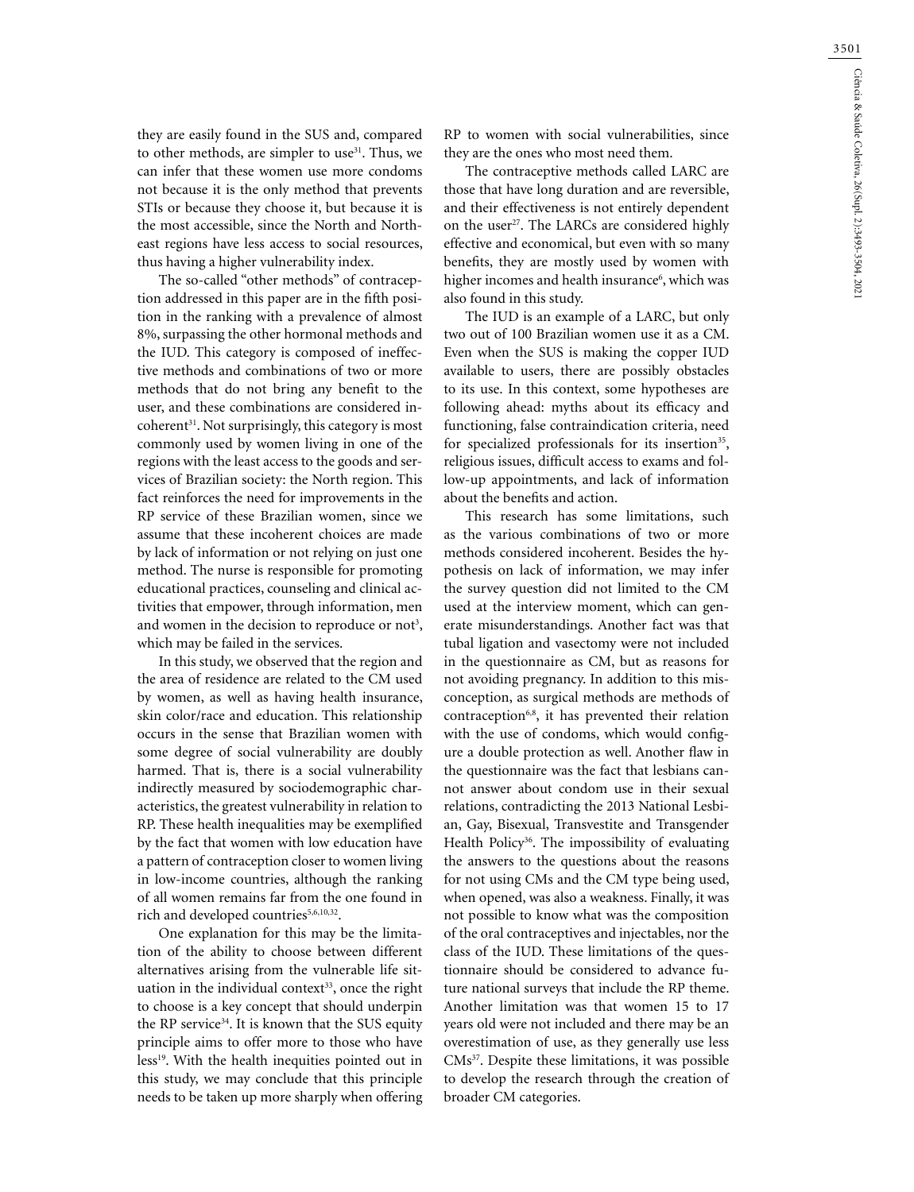they are easily found in the SUS and, compared to other methods, are simpler to use[31]. Thus, we can infer that these women use more condoms not because it is the only method that prevents STIs or because they choose it, but because it is the most accessible, since the North and Northeast regions have less access to social resources, thus having a higher vulnerability index.

The so-called "other methods" of contraception addressed in this paper are in the fifth position in the ranking with a prevalence of almost 8%, surpassing the other hormonal methods and the IUD. This category is composed of ineffective methods and combinations of two or more methods that do not bring any benefit to the user, and these combinations are considered incoherent[31]. Not surprisingly, this category is most commonly used by women living in one of the regions with the least access to the goods and services of Brazilian society: the North region. This fact reinforces the need for improvements in the RP service of these Brazilian women, since we assume that these incoherent choices are made by lack of information or not relying on just one method. The nurse is responsible for promoting educational practices, counseling and clinical activities that empower, through information, men and women in the decision to reproduce or not[3], which may be failed in the services.

In this study, we observed that the region and the area of residence are related to the CM used by women, as well as having health insurance, skin color/race and education. This relationship occurs in the sense that Brazilian women with some degree of social vulnerability are doubly harmed. That is, there is a social vulnerability indirectly measured by sociodemographic characteristics, the greatest vulnerability in relation to RP. These health inequalities may be exemplified by the fact that women with low education have a pattern of contraception closer to women living in low-income countries, although the ranking of all women remains far from the one found in rich and developed countries[5,6,10,32].

One explanation for this may be the limitation of the ability to choose between different alternatives arising from the vulnerable life situation in the individual context[33], once the right to choose is a key concept that should underpin the RP service[34]. It is known that the SUS equity principle aims to offer more to those who have less[19]. With the health inequities pointed out in this study, we may conclude that this principle needs to be taken up more sharply when offering RP to women with social vulnerabilities, since they are the ones who most need them.

The contraceptive methods called LARC are those that have long duration and are reversible, and their effectiveness is not entirely dependent on the user[27]. The LARCs are considered highly effective and economical, but even with so many benefits, they are mostly used by women with higher incomes and health insurance[6], which was also found in this study.

The IUD is an example of a LARC, but only two out of 100 Brazilian women use it as a CM. Even when the SUS is making the copper IUD available to users, there are possibly obstacles to its use. In this context, some hypotheses are following ahead: myths about its efficacy and functioning, false contraindication criteria, need for specialized professionals for its insertion[35], religious issues, difficult access to exams and follow-up appointments, and lack of information about the benefits and action.

This research has some limitations, such as the various combinations of two or more methods considered incoherent. Besides the hypothesis on lack of information, we may infer the survey question did not limited to the CM used at the interview moment, which can generate misunderstandings. Another fact was that tubal ligation and vasectomy were not included in the questionnaire as CM, but as reasons for not avoiding pregnancy. In addition to this misconception, as surgical methods are methods of contraception[6,8], it has prevented their relation with the use of condoms, which would configure a double protection as well. Another flaw in the questionnaire was the fact that lesbians cannot answer about condom use in their sexual relations, contradicting the 2013 National Lesbian, Gay, Bisexual, Transvestite and Transgender Health Policy[36]. The impossibility of evaluating the answers to the questions about the reasons for not using CMs and the CM type being used, when opened, was also a weakness. Finally, it was not possible to know what was the composition of the oral contraceptives and injectables, nor the class of the IUD. These limitations of the questionnaire should be considered to advance future national surveys that include the RP theme. Another limitation was that women 15 to 17 years old were not included and there may be an overestimation of use, as they generally use less CMs[37]. Despite these limitations, it was possible to develop the research through the creation of broader CM categories.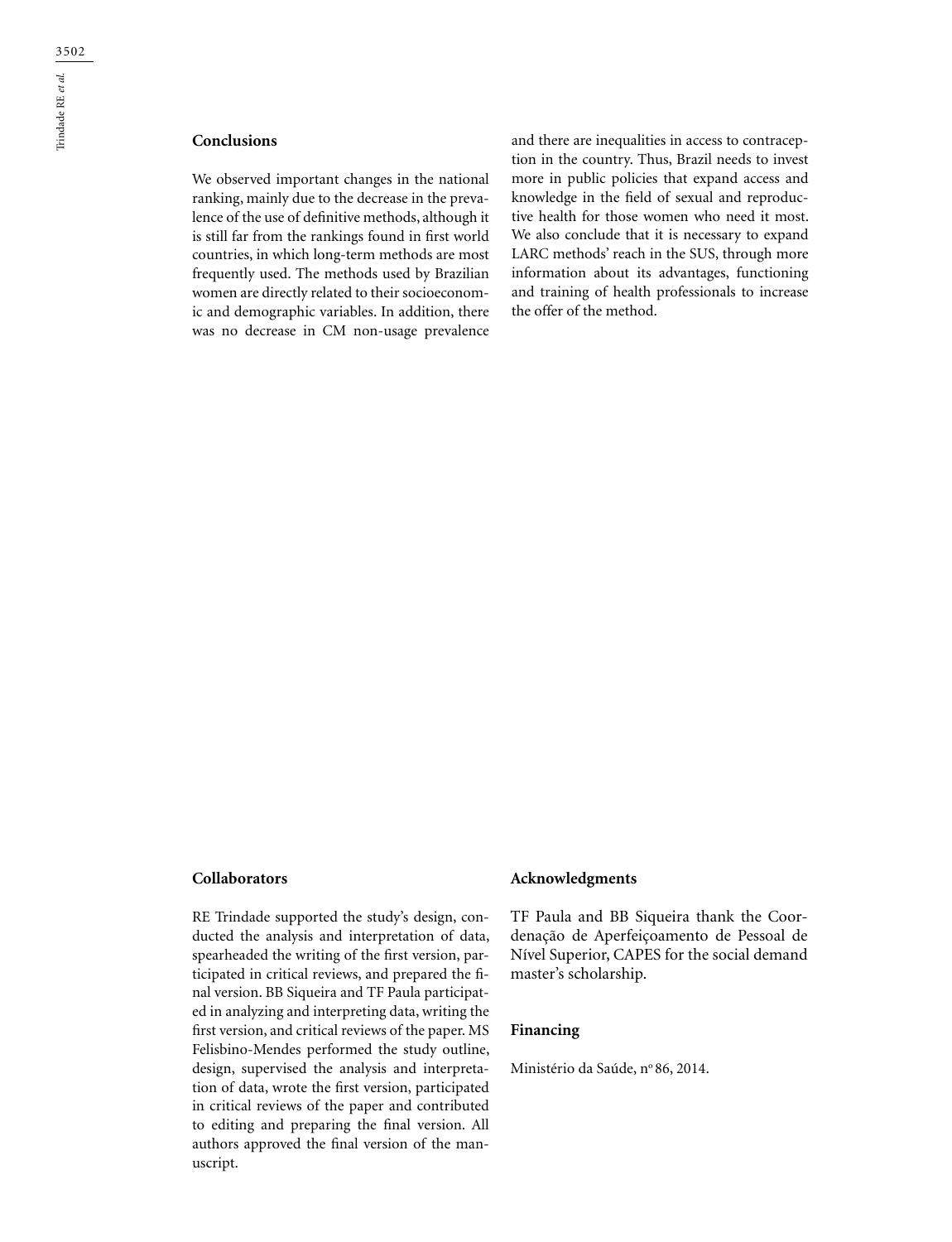## Conclusions

We observed important changes in the national ranking, mainly due to the decrease in the prevalence of the use of definitive methods, although it is still far from the rankings found in first world countries, in which long-term methods are most frequently used. The methods used by Brazilian women are directly related to their socioeconomic and demographic variables. In addition, there was no decrease in CM non-usage prevalence and there are inequalities in access to contraception in the country. Thus, Brazil needs to invest more in public policies that expand access and knowledge in the field of sexual and reproductive health for those women who need it most. We also conclude that it is necessary to expand LARC methods' reach in the SUS, through more information about its advantages, functioning and training of health professionals to increase the offer of the method.

## Collaborators

RE Trindade supported the study's design, conducted the analysis and interpretation of data, spearheaded the writing of the first version, participated in critical reviews, and prepared the final version. BB Siqueira and TF Paula participated in analyzing and interpreting data, writing the first version, and critical reviews of the paper. MS Felisbino-Mendes performed the study outline, design, supervised the analysis and interpretation of data, wrote the first version, participated in critical reviews of the paper and contributed to editing and preparing the final version. All authors approved the final version of the manuscript.

## Acknowledgments

TF Paula and BB Siqueira thank the Coordenação de Aperfeiçoamento de Pessoal de Nível Superior, CAPES for the social demand master's scholarship.

## Financing

Ministério da Saúde, nº 86, 2014.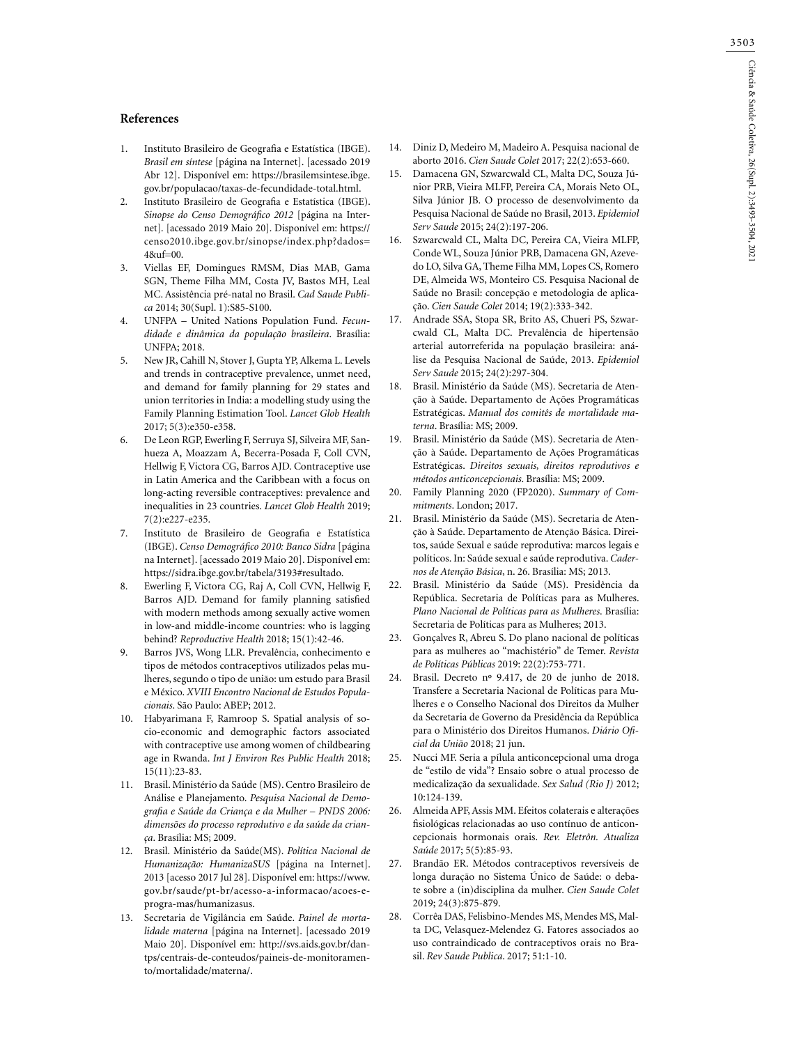## References

1. Instituto Brasileiro de Geografia e Estatística (IBGE). *Brasil em síntese* [página na Internet]. [acessado 2019 Abr 12]. Disponível em: https://brasilemsintese.ibge.gov.br/populacao/taxas-de-fecundidade-total.html.
2. Instituto Brasileiro de Geografia e Estatística (IBGE). *Sinopse do Censo Demográfico 2012* [página na Internet]. [acessado 2019 Maio 20]. Disponível em: https://censo2010.ibge.gov.br/sinopse/index.php?dados=4&uf=00.
3. Viellas EF, Domingues RMSM, Dias MAB, Gama SGN, Theme Filha MM, Costa JV, Bastos MH, Leal MC. Assistência pré-natal no Brasil. *Cad Saude Publica* 2014; 30(Supl. 1):S85-S100.
4. UNFPA – United Nations Population Fund. *Fecundidade e dinâmica da população brasileira*. Brasília: UNFPA; 2018.
5. New JR, Cahill N, Stover J, Gupta YP, Alkema L. Levels and trends in contraceptive prevalence, unmet need, and demand for family planning for 29 states and union territories in India: a modelling study using the Family Planning Estimation Tool. *Lancet Glob Health* 2017; 5(3):e350-e358.
6. De Leon RGP, Ewerling F, Serruya SJ, Silveira MF, Sanhueza A, Moazzam A, Becerra-Posada F, Coll CVN, Hellwig F, Victora CG, Barros AJD. Contraceptive use in Latin America and the Caribbean with a focus on long-acting reversible contraceptives: prevalence and inequalities in 23 countries. *Lancet Glob Health* 2019; 7(2):e227-e235.
7. Instituto de Brasileiro de Geografia e Estatística (IBGE). *Censo Demográfico 2010: Banco Sidra* [página na Internet]. [acessado 2019 Maio 20]. Disponível em: https://sidra.ibge.gov.br/tabela/3193#resultado.
8. Ewerling F, Victora CG, Raj A, Coll CVN, Hellwig F, Barros AJD. Demand for family planning satisfied with modern methods among sexually active women in low-and middle-income countries: who is lagging behind? *Reproductive Health* 2018; 15(1):42-46.
9. Barros JVS, Wong LLR. Prevalência, conhecimento e tipos de métodos contraceptivos utilizados pelas mulheres, segundo o tipo de união: um estudo para Brasil e México. *XVIII Encontro Nacional de Estudos Populacionais*. São Paulo: ABEP; 2012.
10. Habyarimana F, Ramroop S. Spatial analysis of socio-economic and demographic factors associated with contraceptive use among women of childbearing age in Rwanda. *Int J Environ Res Public Health* 2018; 15(11):23-83.
11. Brasil. Ministério da Saúde (MS). Centro Brasileiro de Análise e Planejamento. *Pesquisa Nacional de Demografia e Saúde da Criança e da Mulher – PNDS 2006: dimensões do processo reprodutivo e da saúde da criança*. Brasília: MS; 2009.
12. Brasil. Ministério da Saúde(MS). *Política Nacional de Humanização: HumanizaSUS* [página na Internet]. 2013 [acesso 2017 Jul 28]. Disponível em: https://www.gov.br/saude/pt-br/acesso-a-informacao/acoes-e-progra-mas/humanizasus.
13. Secretaria de Vigilância em Saúde. *Painel de mortalidade materna* [página na Internet]. [acessado 2019 Maio 20]. Disponível em: http://svs.aids.gov.br/dantps/centrais-de-conteudos/paineis-de-monitoramento/mortalidade/materna/.
14. Diniz D, Medeiro M, Madeiro A. Pesquisa nacional de aborto 2016. *Cien Saude Colet* 2017; 22(2):653-660.
15. Damacena GN, Szwarcwald CL, Malta DC, Souza Júnior PRB, Vieira MLFP, Pereira CA, Morais Neto OL, Silva Júnior JB. O processo de desenvolvimento da Pesquisa Nacional de Saúde no Brasil, 2013. *Epidemiol Serv Saude* 2015; 24(2):197-206.
16. Szwarcwald CL, Malta DC, Pereira CA, Vieira MLFP, Conde WL, Souza Júnior PRB, Damacena GN, Azevedo LO, Silva GA, Theme Filha MM, Lopes CS, Romero DE, Almeida WS, Monteiro CS. Pesquisa Nacional de Saúde no Brasil: concepção e metodologia de aplicação. *Cien Saude Colet* 2014; 19(2):333-342.
17. Andrade SSA, Stopa SR, Brito AS, Chueri PS, Szwarcwald CL, Malta DC. Prevalência de hipertensão arterial autorreferida na população brasileira: análise da Pesquisa Nacional de Saúde, 2013. *Epidemiol Serv Saude* 2015; 24(2):297-304.
18. Brasil. Ministério da Saúde (MS). Secretaria de Atenção à Saúde. Departamento de Ações Programáticas Estratégicas. *Manual dos comitês de mortalidade materna*. Brasília: MS; 2009.
19. Brasil. Ministério da Saúde (MS). Secretaria de Atenção à Saúde. Departamento de Ações Programáticas Estratégicas. *Direitos sexuais, direitos reprodutivos e métodos anticoncepcionais*. Brasília: MS; 2009.
20. Family Planning 2020 (FP2020). *Summary of Commitments*. London; 2017.
21. Brasil. Ministério da Saúde (MS). Secretaria de Atenção à Saúde. Departamento de Atenção Básica. Direitos, saúde Sexual e saúde reprodutiva: marcos legais e políticos. In: Saúde sexual e saúde reprodutiva. *Cadernos de Atenção Básica*, n. 26. Brasília: MS; 2013.
22. Brasil. Ministério da Saúde (MS). Presidência da República. Secretaria de Políticas para as Mulheres. *Plano Nacional de Políticas para as Mulheres*. Brasília: Secretaria de Políticas para as Mulheres; 2013.
23. Gonçalves R, Abreu S. Do plano nacional de políticas para as mulheres ao "machistério" de Temer. *Revista de Políticas Públicas* 2019: 22(2):753-771.
24. Brasil. Decreto nº 9.417, de 20 de junho de 2018. Transfere a Secretaria Nacional de Políticas para Mulheres e o Conselho Nacional dos Direitos da Mulher da Secretaria de Governo da Presidência da República para o Ministério dos Direitos Humanos. *Diário Oficial da União* 2018; 21 jun.
25. Nucci MF. Seria a pílula anticoncepcional uma droga de "estilo de vida"? Ensaio sobre o atual processo de medicalização da sexualidade. *Sex Salud (Rio J)* 2012; 10:124-139.
26. Almeida APF, Assis MM. Efeitos colaterais e alterações fisiológicas relacionadas ao uso contínuo de anticoncepcionais hormonais orais. *Rev. Eletrôn. Atualiza Saúde* 2017; 5(5):85-93.
27. Brandão ER. Métodos contraceptivos reversíveis de longa duração no Sistema Único de Saúde: o debate sobre a (in)disciplina da mulher. *Cien Saude Colet* 2019; 24(3):875-879.
28. Corrêa DAS, Felisbino-Mendes MS, Mendes MS, Malta DC, Velasquez-Melendez G. Fatores associados ao uso contraindicado de contraceptivos orais no Brasil. *Rev Saude Publica*. 2017; 51:1-10.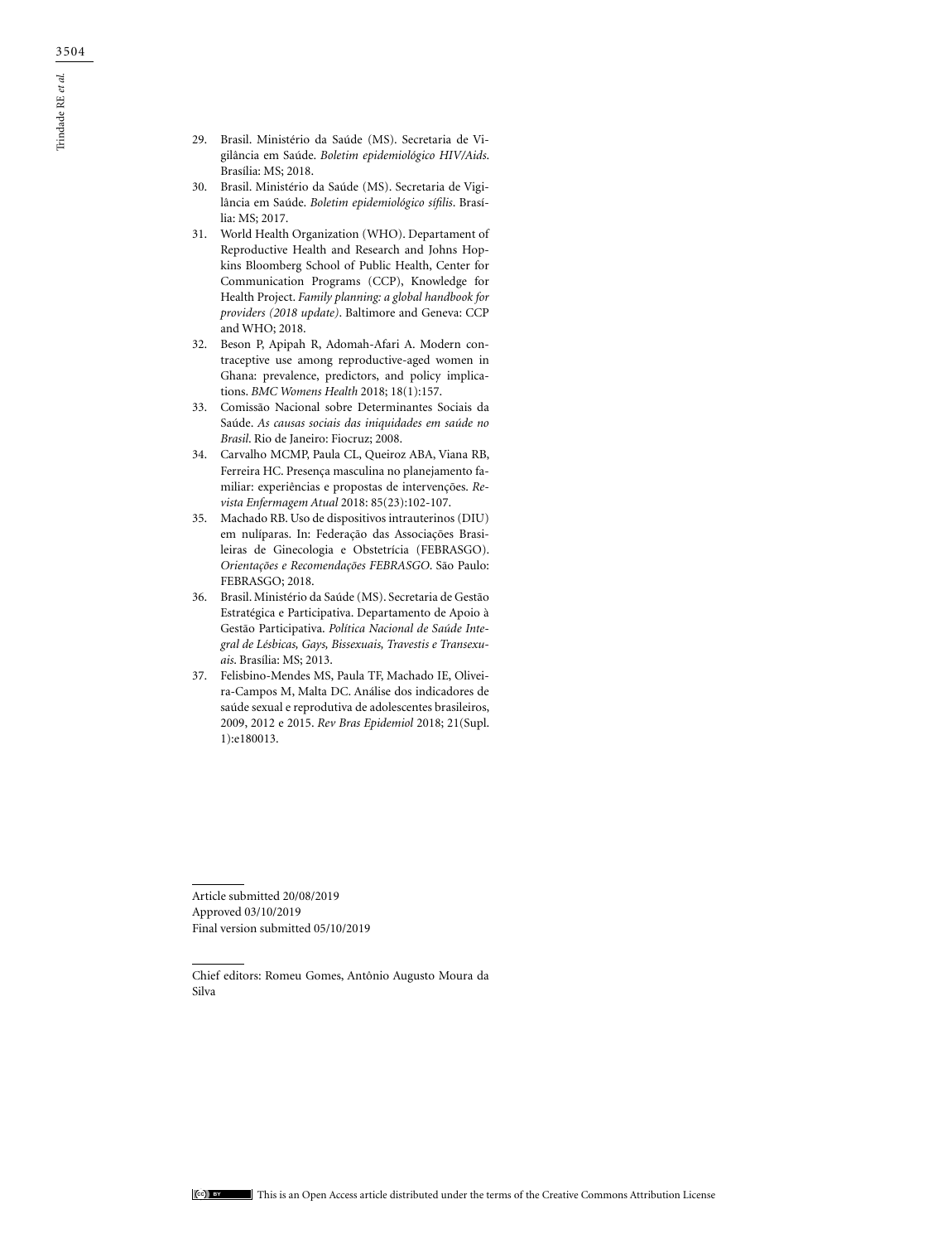29. Brasil. Ministério da Saúde (MS). Secretaria de Vigilância em Saúde. *Boletim epidemiológico HIV/Aids*. Brasília: MS; 2018.
30. Brasil. Ministério da Saúde (MS). Secretaria de Vigilância em Saúde. *Boletim epidemiológico sífilis*. Brasília: MS; 2017.
31. World Health Organization (WHO). Department of Reproductive Health and Research and Johns Hopkins Bloomberg School of Public Health, Center for Communication Programs (CCP), Knowledge for Health Project. *Family planning: a global handbook for providers (2018 update)*. Baltimore and Geneva: CCP and WHO; 2018.
32. Beson P, Apipah R, Adomah-Afari A. Modern contraceptive use among reproductive-aged women in Ghana: prevalence, predictors, and policy implications. *BMC Womens Health* 2018; 18(1):157.
33. Comissão Nacional sobre Determinantes Sociais da Saúde. *As causas sociais das iniquidades em saúde no Brasil*. Rio de Janeiro: Fiocruz; 2008.
34. Carvalho MCMP, Paula CL, Queiroz ABA, Viana RB, Ferreira HC. Presença masculina no planejamento familiar: experiências e propostas de intervenções. *Revista Enfermagem Atual* 2018: 85(23):102-107.
35. Machado RB. Uso de dispositivos intrauterinos (DIU) em nulíparas. In: Federação das Associações Brasileiras de Ginecologia e Obstetrícia (FEBRASGO). *Orientações e Recomendações FEBRASGO*. São Paulo: FEBRASGO; 2018.
36. Brasil. Ministério da Saúde (MS). Secretaria de Gestão Estratégica e Participativa. Departamento de Apoio à Gestão Participativa. *Política Nacional de Saúde Integral de Lésbicas, Gays, Bissexuais, Travestis e Transexuais*. Brasília: MS; 2013.
37. Felisbino-Mendes MS, Paula TF, Machado IE, Oliveira-Campos M, Malta DC. Análise dos indicadores de saúde sexual e reprodutiva de adolescentes brasileiros, 2009, 2012 e 2015. *Rev Bras Epidemiol* 2018; 21(Supl. 1):e180013.

Article submitted 20/08/2019
Approved 03/10/2019
Final version submitted 05/10/2019

Chief editors: Romeu Gomes, Antônio Augusto Moura da Silva

This is an Open Access article distributed under the terms of the Creative Commons Attribution License